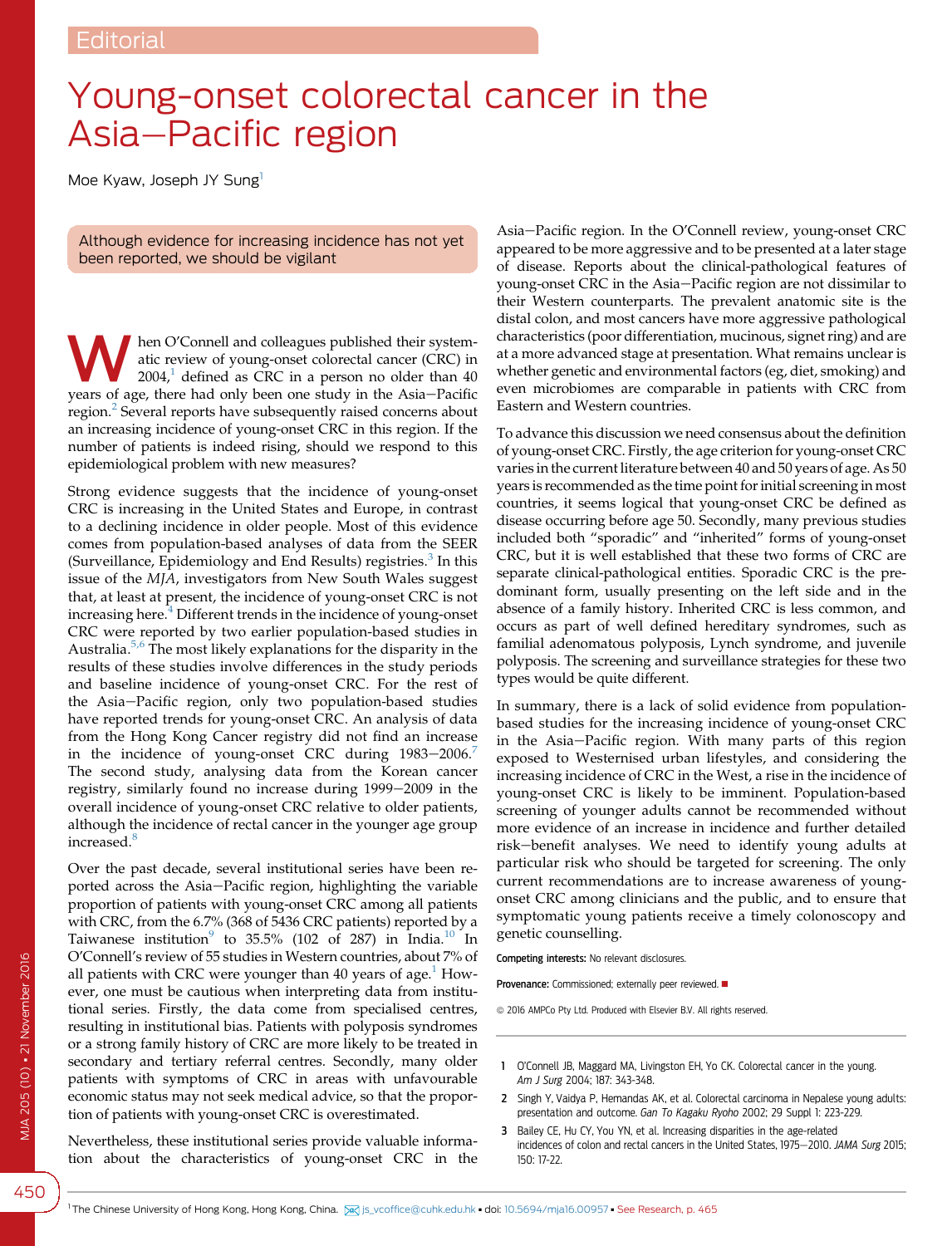Editorial

# Young-onset colorectal cancer in the Asia–Pacific region

Moe Kyaw, Joseph JY Sung[1]

**Although evidence for increasing incidence has not yet been reported, we should be vigilant**

When O'Connell and colleagues published their systematic review of young-onset colorectal cancer (CRC) in 2004,[1] defined as CRC in a person no older than 40 years of age, there had only been one study in the Asia–Pacific region.[2] Several reports have subsequently raised concerns about an increasing incidence of young-onset CRC in this region. If the number of patients is indeed rising, should we respond to this epidemiological problem with new measures?

Strong evidence suggests that the incidence of young-onset CRC is increasing in the United States and Europe, in contrast to a declining incidence in older people. Most of this evidence comes from population-based analyses of data from the SEER (Surveillance, Epidemiology and End Results) registries.[3] In this issue of the *MJA*, investigators from New South Wales suggest that, at least at present, the incidence of young-onset CRC is not increasing here.[4] Different trends in the incidence of young-onset CRC were reported by two earlier population-based studies in Australia.[5,6] The most likely explanations for the disparity in the results of these studies involve differences in the study periods and baseline incidence of young-onset CRC. For the rest of the Asia–Pacific region, only two population-based studies have reported trends for young-onset CRC. An analysis of data from the Hong Kong Cancer registry did not find an increase in the incidence of young-onset CRC during 1983–2006.[7] The second study, analysing data from the Korean cancer registry, similarly found no increase during 1999–2009 in the overall incidence of young-onset CRC relative to older patients, although the incidence of rectal cancer in the younger age group increased.[8]

Over the past decade, several institutional series have been reported across the Asia–Pacific region, highlighting the variable proportion of patients with young-onset CRC among all patients with CRC, from the 6.7% (368 of 5436 CRC patients) reported by a Taiwanese institution[9] to 35.5% (102 of 287) in India.[10] In O'Connell's review of 55 studies in Western countries, about 7% of all patients with CRC were younger than 40 years of age.[1] However, one must be cautious when interpreting data from institutional series. Firstly, the data come from specialised centres, resulting in institutional bias. Patients with polyposis syndromes or a strong family history of CRC are more likely to be treated in secondary and tertiary referral centres. Secondly, many older patients with symptoms of CRC in areas with unfavourable economic status may not seek medical advice, so that the proportion of patients with young-onset CRC is overestimated.

Nevertheless, these institutional series provide valuable information about the characteristics of young-onset CRC in the Asia–Pacific region. In the O'Connell review, young-onset CRC appeared to be more aggressive and to be presented at a later stage of disease. Reports about the clinical-pathological features of young-onset CRC in the Asia–Pacific region are not dissimilar to their Western counterparts. The prevalent anatomic site is the distal colon, and most cancers have more aggressive pathological characteristics (poor differentiation, mucinous, signet ring) and are at a more advanced stage at presentation. What remains unclear is whether genetic and environmental factors (eg, diet, smoking) and even microbiomes are comparable in patients with CRC from Eastern and Western countries.

To advance this discussion we need consensus about the definition of young-onset CRC. Firstly, the age criterion for young-onset CRC varies in the current literature between 40 and 50 years of age. As 50 years is recommended as the time point for initial screening in most countries, it seems logical that young-onset CRC be defined as disease occurring before age 50. Secondly, many previous studies included both "sporadic" and "inherited" forms of young-onset CRC, but it is well established that these two forms of CRC are separate clinical-pathological entities. Sporadic CRC is the predominant form, usually presenting on the left side and in the absence of a family history. Inherited CRC is less common, and occurs as part of well defined hereditary syndromes, such as familial adenomatous polyposis, Lynch syndrome, and juvenile polyposis. The screening and surveillance strategies for these two types would be quite different.

In summary, there is a lack of solid evidence from population-based studies for the increasing incidence of young-onset CRC in the Asia–Pacific region. With many parts of this region exposed to Westernised urban lifestyles, and considering the increasing incidence of CRC in the West, a rise in the incidence of young-onset CRC is likely to be imminent. Population-based screening of younger adults cannot be recommended without more evidence of an increase in incidence and further detailed risk–benefit analyses. We need to identify young adults at particular risk who should be targeted for screening. The only current recommendations are to increase awareness of young-onset CRC among clinicians and the public, and to ensure that symptomatic young patients receive a timely colonoscopy and genetic counselling.

**Competing interests:** No relevant disclosures.

**Provenance:** Commissioned; externally peer reviewed.

© 2016 AMPCo Pty Ltd. Produced with Elsevier B.V. All rights reserved.

1. O'Connell JB, Maggard MA, Livingston EH, Yo CK. Colorectal cancer in the young. *Am J Surg* 2004; 187: 343-348.
2. Singh Y, Vaidya P, Hemandas AK, et al. Colorectal carcinoma in Nepalese young adults: presentation and outcome. *Gan To Kagaku Ryoho* 2002; 29 Suppl 1: 223-229.
3. Bailey CE, Hu CY, You YN, et al. Increasing disparities in the age-related incidences of colon and rectal cancers in the United States, 1975–2010. *JAMA Surg* 2015; 150: 17-22.

[1] The Chinese University of Hong Kong, Hong Kong, China. js_vcoffice@cuhk.edu.hk • doi: 10.5694/mja16.00957 • See Research, p. 465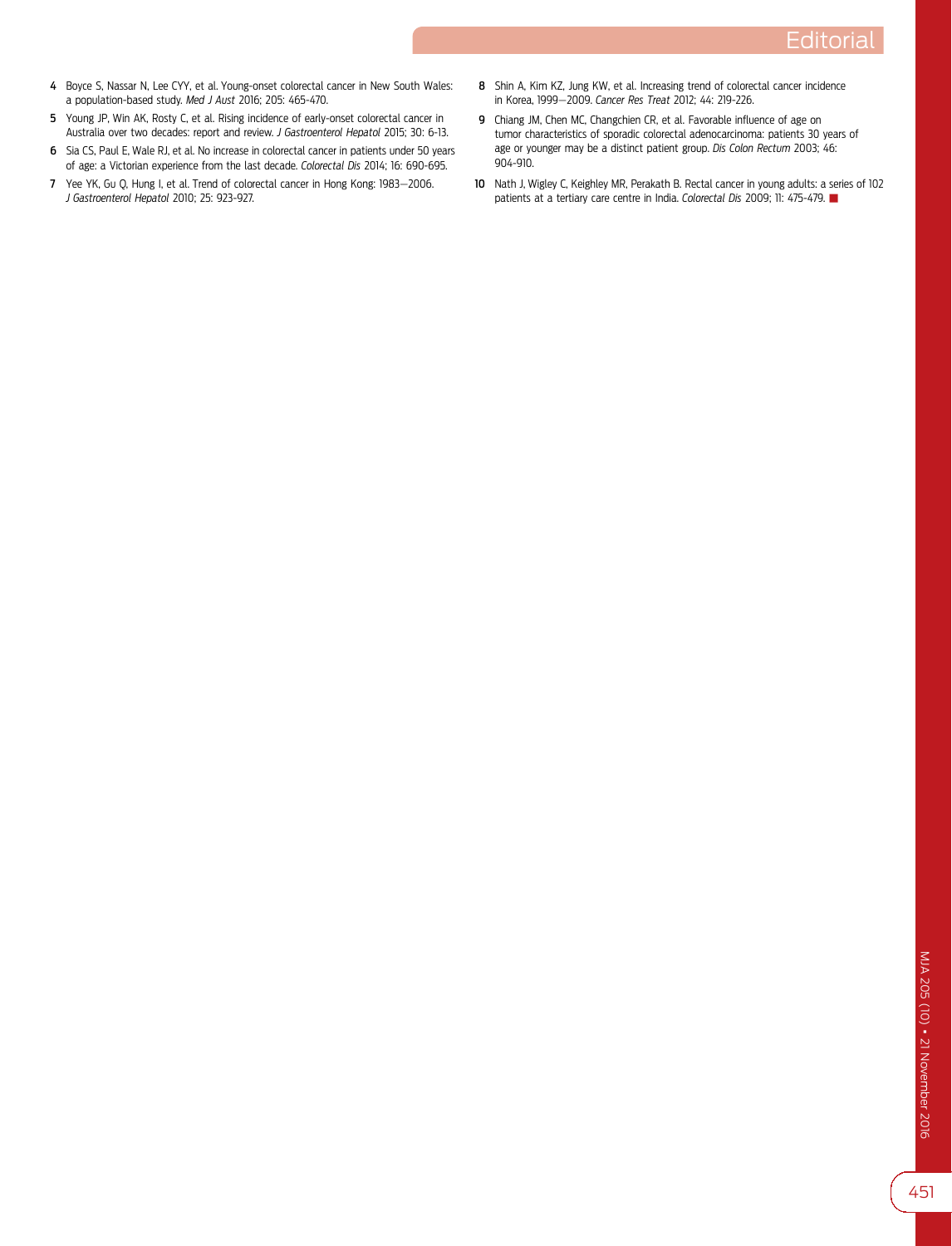4 Boyce S, Nassar N, Lee CYY, et al. Young-onset colorectal cancer in New South Wales: a population-based study. *Med J Aust* 2016; 205: 465-470.

5 Young JP, Win AK, Rosty C, et al. Rising incidence of early-onset colorectal cancer in Australia over two decades: report and review. *J Gastroenterol Hepatol* 2015; 30: 6-13.

6 Sia CS, Paul E, Wale RJ, et al. No increase in colorectal cancer in patients under 50 years of age: a Victorian experience from the last decade. *Colorectal Dis* 2014; 16: 690-695.

7 Yee YK, Gu Q, Hung I, et al. Trend of colorectal cancer in Hong Kong: 1983—2006. *J Gastroenterol Hepatol* 2010; 25: 923-927.

8 Shin A, Kim KZ, Jung KW, et al. Increasing trend of colorectal cancer incidence in Korea, 1999—2009. *Cancer Res Treat* 2012; 44: 219-226.

9 Chiang JM, Chen MC, Changchien CR, et al. Favorable influence of age on tumor characteristics of sporadic colorectal adenocarcinoma: patients 30 years of age or younger may be a distinct patient group. *Dis Colon Rectum* 2003; 46: 904-910.

10 Nath J, Wigley C, Keighley MR, Perakath B. Rectal cancer in young adults: a series of 102 patients at a tertiary care centre in India. *Colorectal Dis* 2009; 11: 475-479. ■